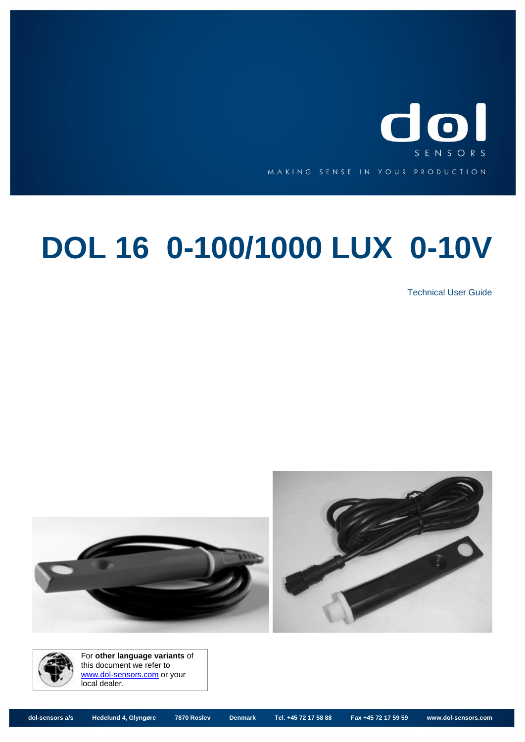dol

SENSORS

MAKING SENSE IN YOUR PRODUCTION

# DOL 16 0-100/1000 LUX 0-10V

Technical User Guide

For **other language variants** of this document we refer to [www.dol-sensors.com](http://www.dol-sensors.com) or your local dealer.

dol-sensors a/s | Hedelund 4, Glyngøre | 7870 Roslev | Denmark | Tel. +45 72 17 58 88 | Fax +45 72 17 59 59 | www.dol-sensors.com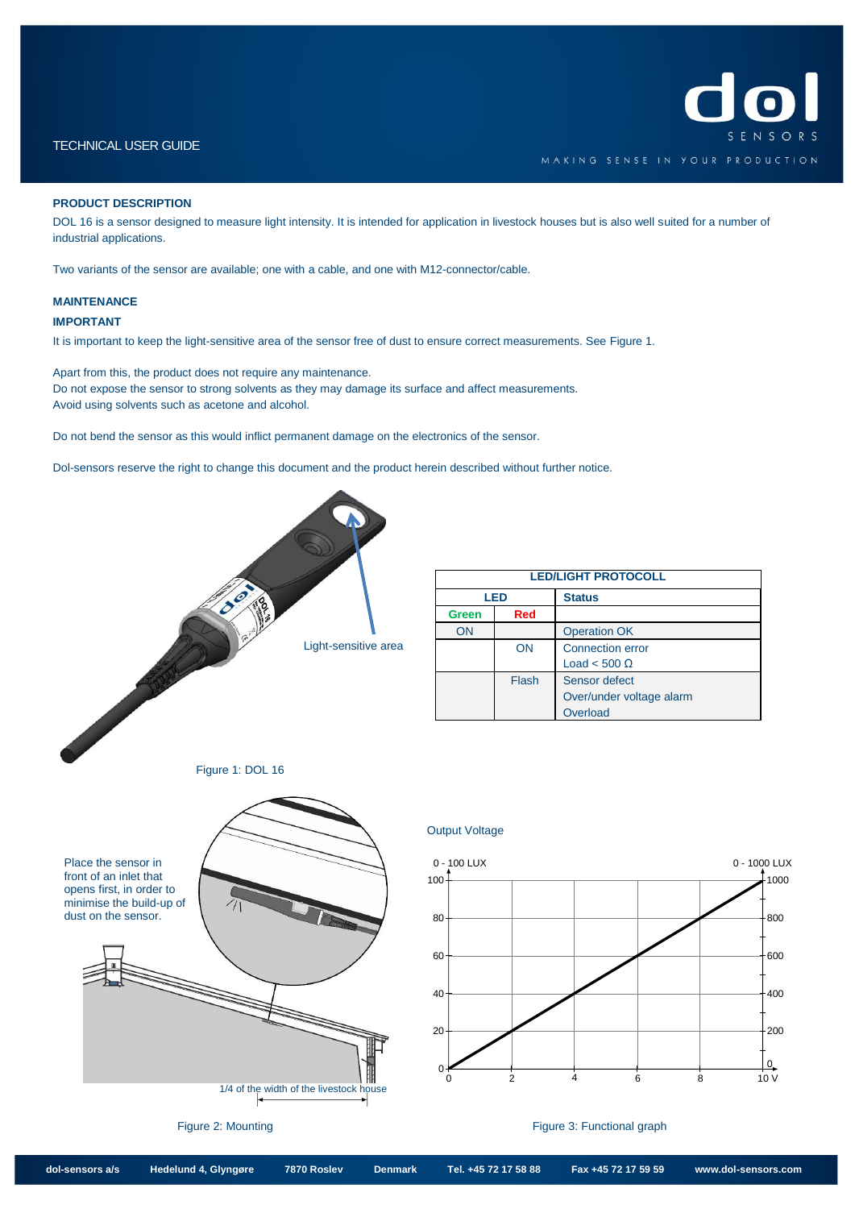TECHNICAL USER GUIDE

### PRODUCT DESCRIPTION

DOL 16 is a sensor designed to measure light intensity. It is intended for application in livestock houses but is also well suited for a number of industrial applications.

Two variants of the sensor are available; one with a cable, and one with M12-connector/cable.

### MAINTENANCE

#### IMPORTANT

It is important to keep the light-sensitive area of the sensor free of dust to ensure correct measurements. See Figure 1.

Apart from this, the product does not require any maintenance.
Do not expose the sensor to strong solvents as they may damage its surface and affect measurements.
Avoid using solvents such as acetone and alcohol.

Do not bend the sensor as this would inflict permanent damage on the electronics of the sensor.

Dol-sensors reserve the right to change this document and the product herein described without further notice.

Light-sensitive area

Figure 1: DOL 16

| LED/LIGHT PROTOCOLL | | |
|---|---|---|
| **LED** | | **Status** |
| **Green** | **Red** | |
| ON | | Operation OK |
| | ON | Connection error<br>Load < 500 Ω |
| | Flash | Sensor defect<br>Over/under voltage alarm<br>Overload |

Place the sensor in front of an inlet that opens first, in order to minimise the build-up of dust on the sensor.

1/4 of the width of the livestock house

Figure 2: Mounting

Output Voltage

Figure 3: Functional graph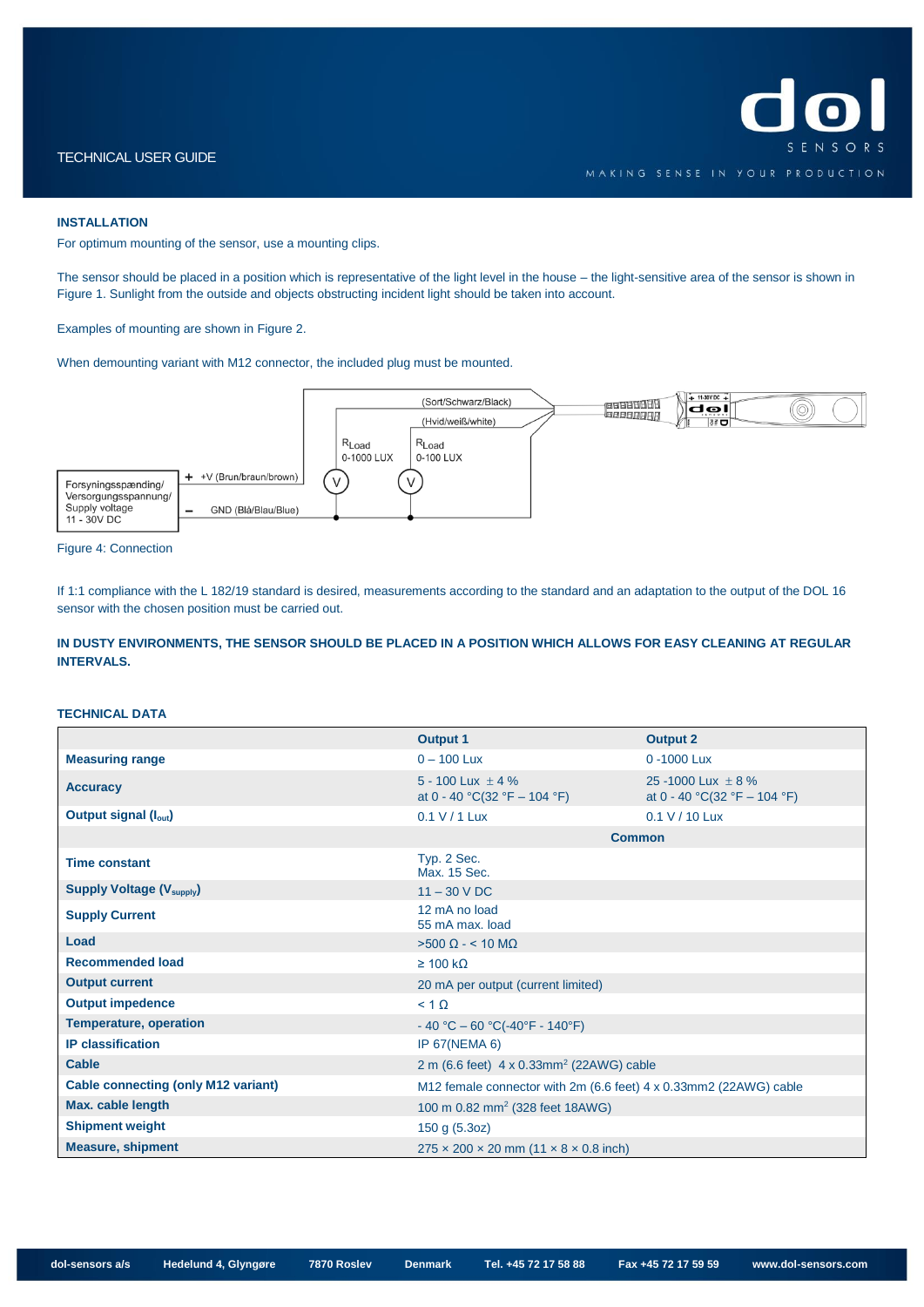## INSTALLATION

For optimum mounting of the sensor, use a mounting clips.

The sensor should be placed in a position which is representative of the light level in the house – the light-sensitive area of the sensor is shown in Figure 1. Sunlight from the outside and objects obstructing incident light should be taken into account.

Examples of mounting are shown in Figure 2.

When demounting variant with M12 connector, the included plug must be mounted.

Figure 4: Connection

If 1:1 compliance with the L 182/19 standard is desired, measurements according to the standard and an adaptation to the output of the DOL 16 sensor with the chosen position must be carried out.

**IN DUSTY ENVIRONMENTS, THE SENSOR SHOULD BE PLACED IN A POSITION WHICH ALLOWS FOR EASY CLEANING AT REGULAR INTERVALS.**

## TECHNICAL DATA

| | Output 1 | Output 2 |
|---|---|---|
| **Measuring range** | 0 – 100 Lux | 0 -1000 Lux |
| **Accuracy** | 5 - 100 Lux ± 4 %<br>at 0 - 40 °C(32 °F – 104 °F) | 25 -1000 Lux ± 8 %<br>at 0 - 40 °C(32 °F – 104 °F) |
| **Output signal ($I_{out}$)** | 0.1 V / 1 Lux | 0.1 V / 10 Lux |
| | **Common** | |
| **Time constant** | Typ. 2 Sec.<br>Max. 15 Sec. | |
| **Supply Voltage ($V_{supply}$)** | 11 – 30 V DC | |
| **Supply Current** | 12 mA no load<br>55 mA max. load | |
| **Load** | >500 Ω - < 10 MΩ | |
| **Recommended load** | ≥ 100 kΩ | |
| **Output current** | 20 mA per output (current limited) | |
| **Output impedence** | < 1 Ω | |
| **Temperature, operation** | - 40 °C – 60 °C(-40°F - 140°F) | |
| **IP classification** | IP 67(NEMA 6) | |
| **Cable** | 2 m (6.6 feet) 4 x 0.33mm$^2$ (22AWG) cable | |
| **Cable connecting (only M12 variant)** | M12 female connector with 2m (6.6 feet) 4 x 0.33mm2 (22AWG) cable | |
| **Max. cable length** | 100 m 0.82 mm$^2$ (328 feet 18AWG) | |
| **Shipment weight** | 150 g (5.3oz) | |
| **Measure, shipment** | 275 × 200 × 20 mm (11 × 8 × 0.8 inch) | |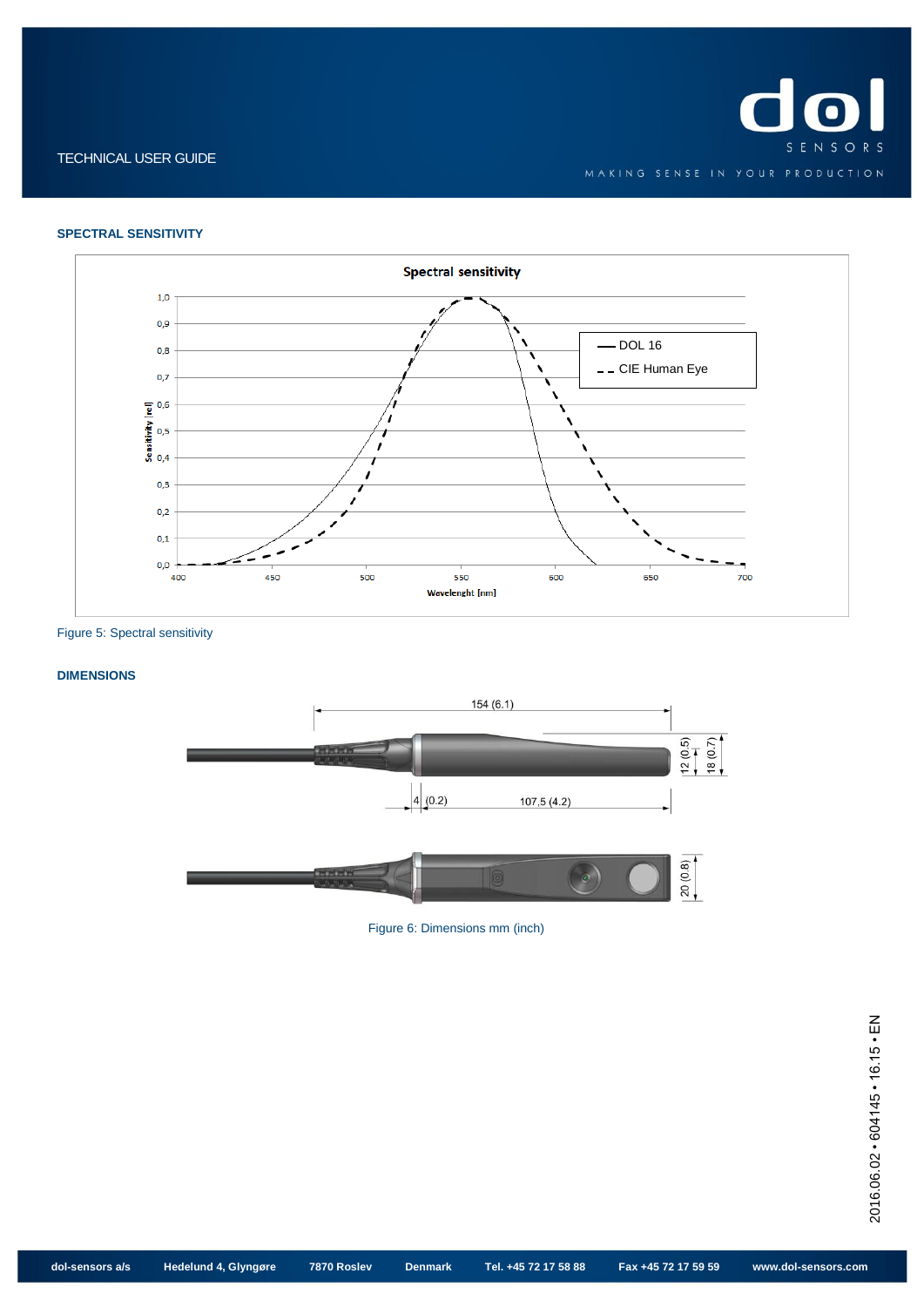## SPECTRAL SENSITIVITY

Spectral sensitivity

1,0
0,9
0,8
0,7
0,6
0,5
0,4
0,3
0,2
0,1
0,0

Sensitivity [rel]

400
450
500
550
600
650
700

Wavelenght [nm]

DOL 16
CIE Human Eye

Figure 5: Spectral sensitivity

## DIMENSIONS

154 (6.1)

12 (0.5)

18 (0.7)

4 (0.2)

107,5 (4.2)

20 (0.8)

Figure 6: Dimensions mm (inch)